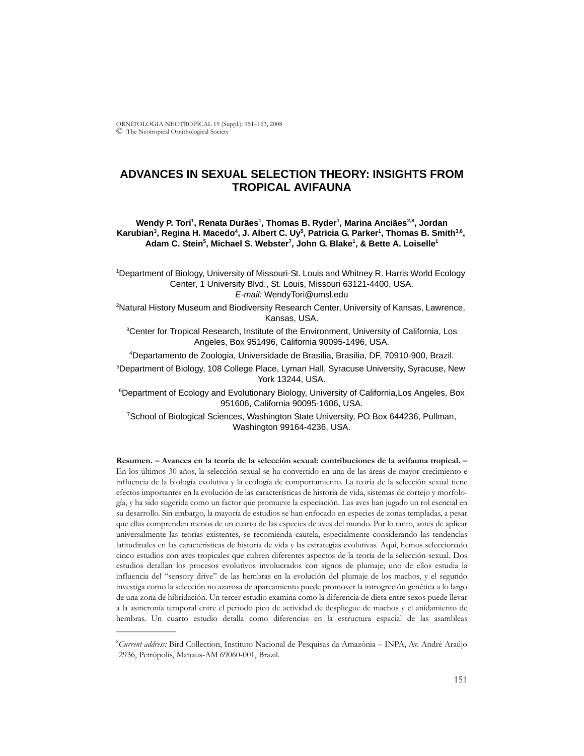# ADVANCES IN SEXUAL SELECTION THEORY: INSIGHTS FROM TROPICAL AVIFAUNA

**Wendy P. Tori[1], Renata Durães[1], Thomas B. Ryder[1], Marina Anciães[2,8], Jordan Karubian[3], Regina H. Macedo[4], J. Albert C. Uy[5], Patricia G. Parker[1], Thomas B. Smith[3,6], Adam C. Stein[5], Michael S. Webster[7], John G. Blake[1], & Bette A. Loiselle[1]**

[1]Department of Biology, University of Missouri-St. Louis and Whitney R. Harris World Ecology Center, 1 University Blvd., St. Louis, Missouri 63121-4400, USA.
*E-mail:* WendyTori@umsl.edu

[2]Natural History Museum and Biodiversity Research Center, University of Kansas, Lawrence, Kansas, USA.

[3]Center for Tropical Research, Institute of the Environment, University of California, Los Angeles, Box 951496, California 90095-1496, USA.

[4]Departamento de Zoologia, Universidade de Brasília, Brasília, DF, 70910-900, Brazil.

[5]Department of Biology, 108 College Place, Lyman Hall, Syracuse University, Syracuse, New York 13244, USA.

[6]Department of Ecology and Evolutionary Biology, University of California,Los Angeles, Box 951606, California 90095-1606, USA.

[7]School of Biological Sciences, Washington State University, PO Box 644236, Pullman, Washington 99164-4236, USA.

**Resumen. – Avances en la teoría de la selección sexual: contribuciones de la avifauna tropical. –** En los últimos 30 años, la selección sexual se ha convertido en una de las áreas de mayor crecimiento e influencia de la biología evolutiva y la ecología de comportamiento. La teoría de la selección sexual tiene efectos importantes en la evolución de las características de historia de vida, sistemas de cortejo y morfología, y ha sido sugerida como un factor que promueve la especiación. Las aves han jugado un rol esencial en su desarrollo. Sin embargo, la mayoría de estudios se han enfocado en especies de zonas templadas, a pesar que ellas comprenden menos de un cuarto de las especies de aves del mundo. Por lo tanto, antes de aplicar universalmente las teorías existentes, se recomienda cautela, especialmente considerando las tendencias latitudinales en las características de historia de vida y las estrategias evolutivas. Aquí, hemos seleccionado cinco estudios con aves tropicales que cubren diferentes aspectos de la teoría de la selección sexual. Dos estudios detallan los procesos evolutivos involucrados con signos de plumaje; uno de ellos estudia la influencia del "sensory drive" de las hembras en la evolución del plumaje de los machos, y el segundo investiga como la selección no azarosa de apareamiento puede promover la introgreción genética a lo largo de una zona de hibridación. Un tercer estudio examina como la diferencia de dieta entre sexos puede llevar a la asincronía temporal entre el periodo pico de actividad de despliegue de machos y el anidamiento de hembras. Un cuarto estudio detalla como diferencias en la estructura espacial de las asambleas

---

[8]*Current address:* Bird Collection, Instituto Nacional de Pesquisas da Amazônia – INPA, Av. André Araújo 2936, Petrópolis, Manaus-AM 69060-001, Brazil.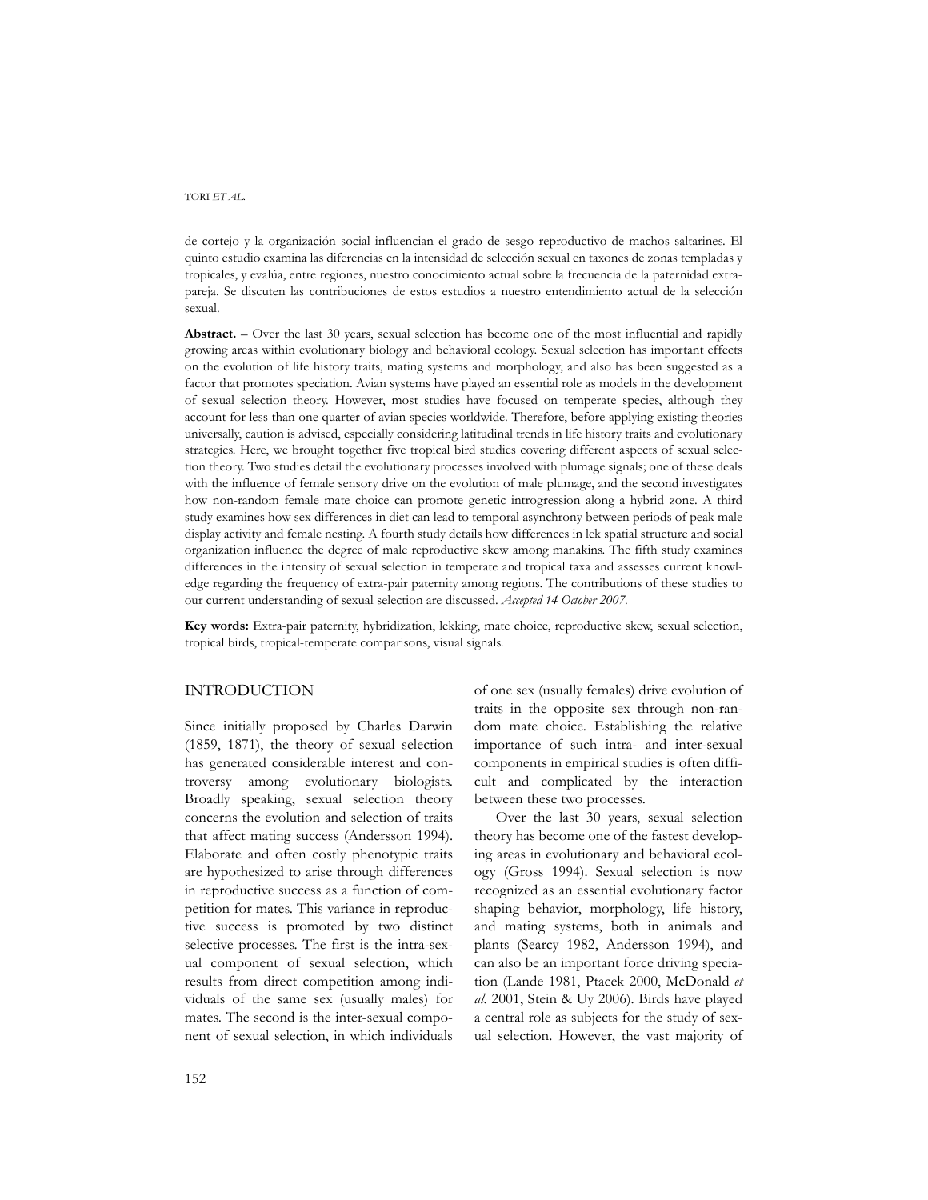de cortejo y la organización social influencian el grado de sesgo reproductivo de machos saltarines. El quinto estudio examina las diferencias en la intensidad de selección sexual en taxones de zonas templadas y tropicales, y evalúa, entre regiones, nuestro conocimiento actual sobre la frecuencia de la paternidad extra-pareja. Se discuten las contribuciones de estos estudios a nuestro entendimiento actual de la selección sexual.

**Abstract.** – Over the last 30 years, sexual selection has become one of the most influential and rapidly growing areas within evolutionary biology and behavioral ecology. Sexual selection has important effects on the evolution of life history traits, mating systems and morphology, and also has been suggested as a factor that promotes speciation. Avian systems have played an essential role as models in the development of sexual selection theory. However, most studies have focused on temperate species, although they account for less than one quarter of avian species worldwide. Therefore, before applying existing theories universally, caution is advised, especially considering latitudinal trends in life history traits and evolutionary strategies. Here, we brought together five tropical bird studies covering different aspects of sexual selection theory. Two studies detail the evolutionary processes involved with plumage signals; one of these deals with the influence of female sensory drive on the evolution of male plumage, and the second investigates how non-random female mate choice can promote genetic introgression along a hybrid zone. A third study examines how sex differences in diet can lead to temporal asynchrony between periods of peak male display activity and female nesting. A fourth study details how differences in lek spatial structure and social organization influence the degree of male reproductive skew among manakins. The fifth study examines differences in the intensity of sexual selection in temperate and tropical taxa and assesses current knowledge regarding the frequency of extra-pair paternity among regions. The contributions of these studies to our current understanding of sexual selection are discussed. *Accepted 14 October 2007.*

**Key words:** Extra-pair paternity, hybridization, lekking, mate choice, reproductive skew, sexual selection, tropical birds, tropical-temperate comparisons, visual signals.

## INTRODUCTION

Since initially proposed by Charles Darwin (1859, 1871), the theory of sexual selection has generated considerable interest and controversy among evolutionary biologists. Broadly speaking, sexual selection theory concerns the evolution and selection of traits that affect mating success (Andersson 1994). Elaborate and often costly phenotypic traits are hypothesized to arise through differences in reproductive success as a function of competition for mates. This variance in reproductive success is promoted by two distinct selective processes. The first is the intra-sexual component of sexual selection, which results from direct competition among individuals of the same sex (usually males) for mates. The second is the inter-sexual component of sexual selection, in which individuals of one sex (usually females) drive evolution of traits in the opposite sex through non-random mate choice. Establishing the relative importance of such intra- and inter-sexual components in empirical studies is often difficult and complicated by the interaction between these two processes.

Over the last 30 years, sexual selection theory has become one of the fastest developing areas in evolutionary and behavioral ecology (Gross 1994). Sexual selection is now recognized as an essential evolutionary factor shaping behavior, morphology, life history, and mating systems, both in animals and plants (Searcy 1982, Andersson 1994), and can also be an important force driving speciation (Lande 1981, Ptacek 2000, McDonald *et al.* 2001, Stein & Uy 2006). Birds have played a central role as subjects for the study of sexual selection. However, the vast majority of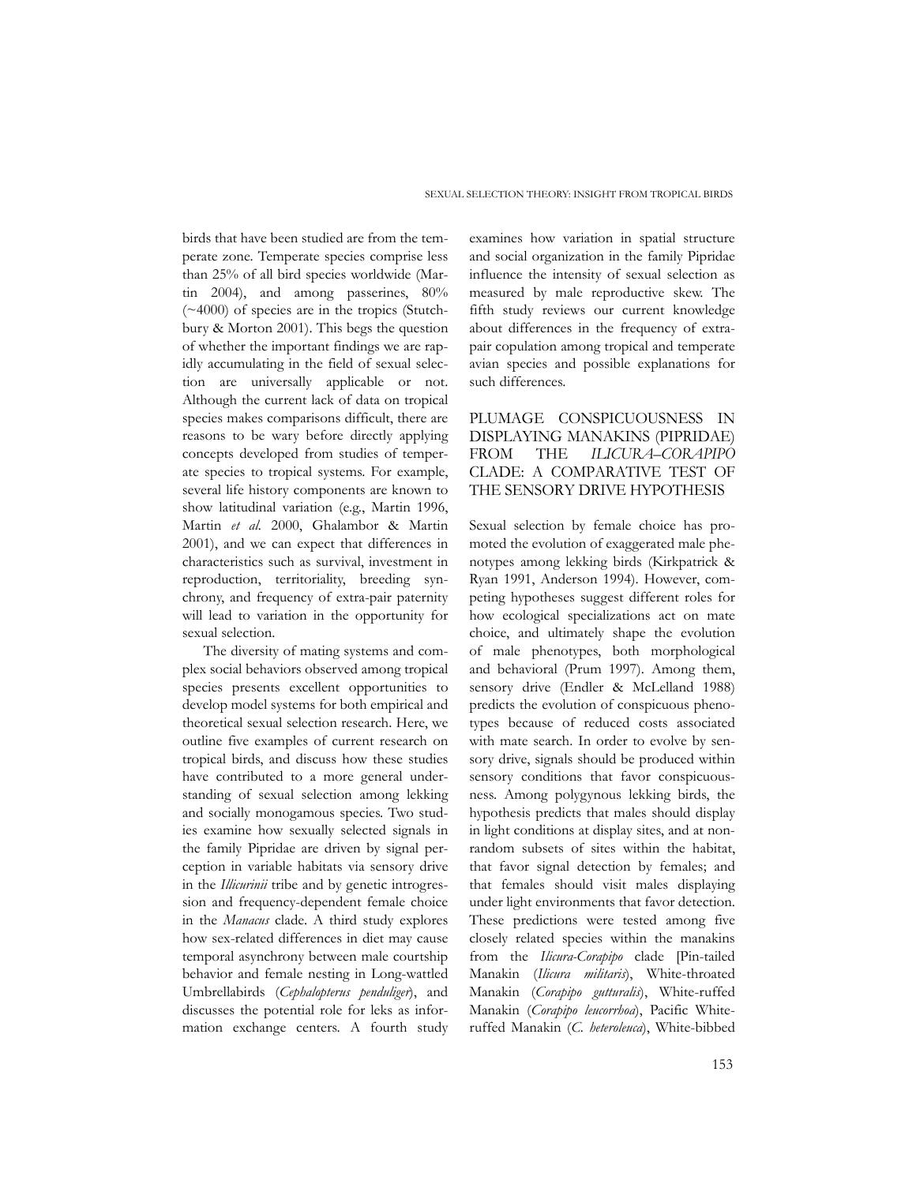birds that have been studied are from the temperate zone. Temperate species comprise less than 25% of all bird species worldwide (Martin 2004), and among passerines, 80% (~4000) of species are in the tropics (Stutchbury & Morton 2001). This begs the question of whether the important findings we are rapidly accumulating in the field of sexual selection are universally applicable or not. Although the current lack of data on tropical species makes comparisons difficult, there are reasons to be wary before directly applying concepts developed from studies of temperate species to tropical systems. For example, several life history components are known to show latitudinal variation (e.g., Martin 1996, Martin *et al.* 2000, Ghalambor & Martin 2001), and we can expect that differences in characteristics such as survival, investment in reproduction, territoriality, breeding synchrony, and frequency of extra-pair paternity will lead to variation in the opportunity for sexual selection.

The diversity of mating systems and complex social behaviors observed among tropical species presents excellent opportunities to develop model systems for both empirical and theoretical sexual selection research. Here, we outline five examples of current research on tropical birds, and discuss how these studies have contributed to a more general understanding of sexual selection among lekking and socially monogamous species. Two studies examine how sexually selected signals in the family Pipridae are driven by signal perception in variable habitats via sensory drive in the *Illicurinii* tribe and by genetic introgression and frequency-dependent female choice in the *Manacus* clade. A third study explores how sex-related differences in diet may cause temporal asynchrony between male courtship behavior and female nesting in Long-wattled Umbrellabirds (*Cephalopterus penduliger*), and discusses the potential role for leks as information exchange centers. A fourth study examines how variation in spatial structure and social organization in the family Pipridae influence the intensity of sexual selection as measured by male reproductive skew. The fifth study reviews our current knowledge about differences in the frequency of extra-pair copulation among tropical and temperate avian species and possible explanations for such differences.

## PLUMAGE CONSPICUOUSNESS IN DISPLAYING MANAKINS (PIPRIDAE) FROM THE *ILICURA–CORAPIPO* CLADE: A COMPARATIVE TEST OF THE SENSORY DRIVE HYPOTHESIS

Sexual selection by female choice has promoted the evolution of exaggerated male phenotypes among lekking birds (Kirkpatrick & Ryan 1991, Anderson 1994). However, competing hypotheses suggest different roles for how ecological specializations act on mate choice, and ultimately shape the evolution of male phenotypes, both morphological and behavioral (Prum 1997). Among them, sensory drive (Endler & McLelland 1988) predicts the evolution of conspicuous phenotypes because of reduced costs associated with mate search. In order to evolve by sensory drive, signals should be produced within sensory conditions that favor conspicuousness. Among polygynous lekking birds, the hypothesis predicts that males should display in light conditions at display sites, and at non-random subsets of sites within the habitat, that favor signal detection by females; and that females should visit males displaying under light environments that favor detection. These predictions were tested among five closely related species within the manakins from the *Ilicura-Corapipo* clade [Pin-tailed Manakin (*Ilicura militaris*), White-throated Manakin (*Corapipo gutturalis*), White-ruffed Manakin (*Corapipo leucorrhoa*), Pacific White-ruffed Manakin (*C. heteroleuca*), White-bibbed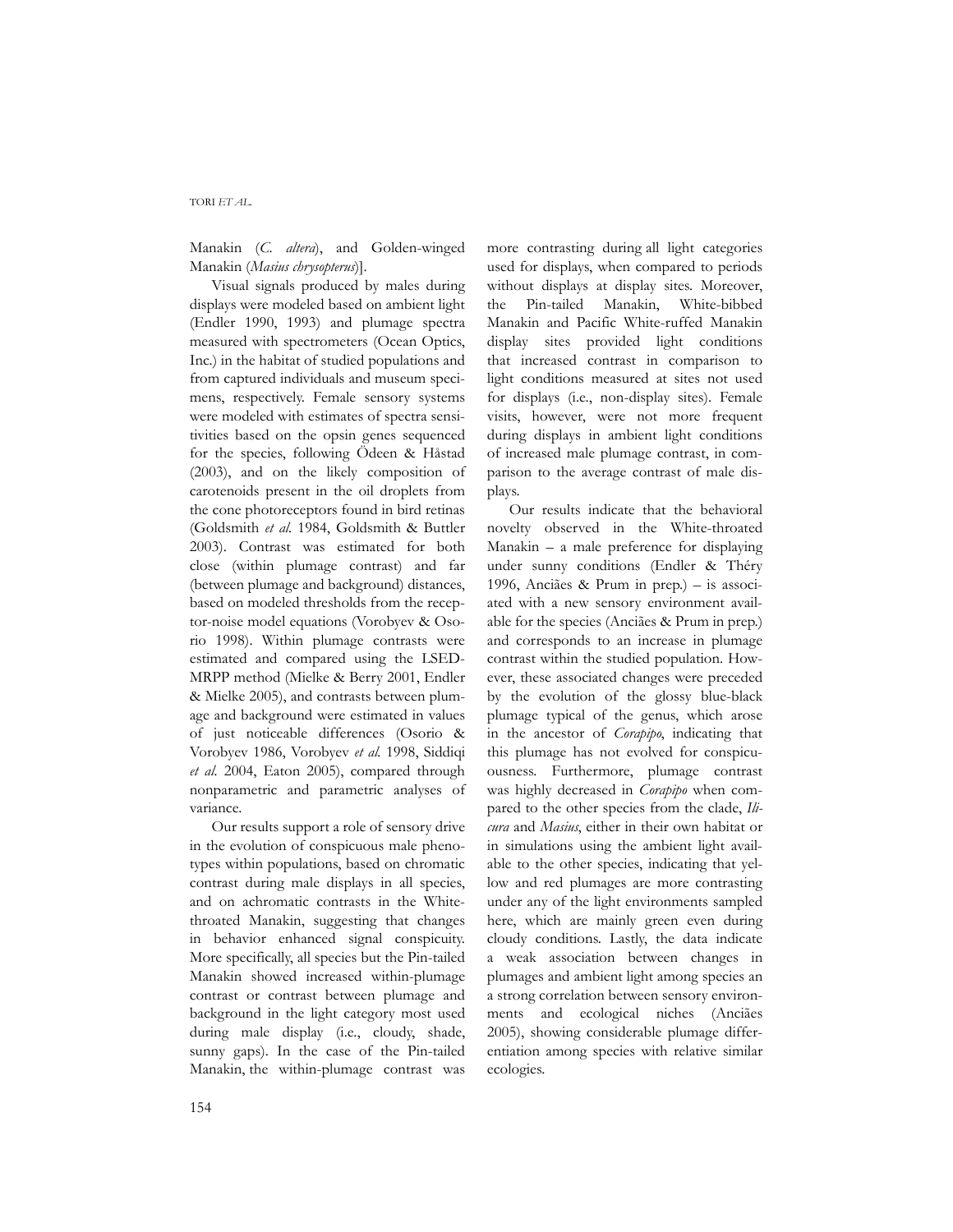Manakin (*C. altera*), and Golden-winged Manakin (*Masius chrysopterus*)].

Visual signals produced by males during displays were modeled based on ambient light (Endler 1990, 1993) and plumage spectra measured with spectrometers (Ocean Optics, Inc.) in the habitat of studied populations and from captured individuals and museum specimens, respectively. Female sensory systems were modeled with estimates of spectra sensitivities based on the opsin genes sequenced for the species, following Ödeen & Håstad (2003), and on the likely composition of carotenoids present in the oil droplets from the cone photoreceptors found in bird retinas (Goldsmith *et al.* 1984, Goldsmith & Buttler 2003). Contrast was estimated for both close (within plumage contrast) and far (between plumage and background) distances, based on modeled thresholds from the receptor-noise model equations (Vorobyev & Osorio 1998). Within plumage contrasts were estimated and compared using the LSED-MRPP method (Mielke & Berry 2001, Endler & Mielke 2005), and contrasts between plumage and background were estimated in values of just noticeable differences (Osorio & Vorobyev 1986, Vorobyev *et al.* 1998, Siddiqi *et al.* 2004, Eaton 2005), compared through nonparametric and parametric analyses of variance.

Our results support a role of sensory drive in the evolution of conspicuous male phenotypes within populations, based on chromatic contrast during male displays in all species, and on achromatic contrasts in the White-throated Manakin, suggesting that changes in behavior enhanced signal conspicuity. More specifically, all species but the Pin-tailed Manakin showed increased within-plumage contrast or contrast between plumage and background in the light category most used during male display (i.e., cloudy, shade, sunny gaps). In the case of the Pin-tailed Manakin, the within-plumage contrast was more contrasting during all light categories used for displays, when compared to periods without displays at display sites. Moreover, the Pin-tailed Manakin, White-bibbed Manakin and Pacific White-ruffed Manakin display sites provided light conditions that increased contrast in comparison to light conditions measured at sites not used for displays (i.e., non-display sites). Female visits, however, were not more frequent during displays in ambient light conditions of increased male plumage contrast, in comparison to the average contrast of male displays.

Our results indicate that the behavioral novelty observed in the White-throated Manakin – a male preference for displaying under sunny conditions (Endler & Théry 1996, Anciães & Prum in prep.) – is associated with a new sensory environment available for the species (Anciães & Prum in prep.) and corresponds to an increase in plumage contrast within the studied population. However, these associated changes were preceded by the evolution of the glossy blue-black plumage typical of the genus, which arose in the ancestor of *Corapipo*, indicating that this plumage has not evolved for conspicuousness. Furthermore, plumage contrast was highly decreased in *Corapipo* when compared to the other species from the clade, *Ilicura* and *Masius*, either in their own habitat or in simulations using the ambient light available to the other species, indicating that yellow and red plumages are more contrasting under any of the light environments sampled here, which are mainly green even during cloudy conditions. Lastly, the data indicate a weak association between changes in plumages and ambient light among species an a strong correlation between sensory environments and ecological niches (Anciães 2005), showing considerable plumage differentiation among species with relative similar ecologies.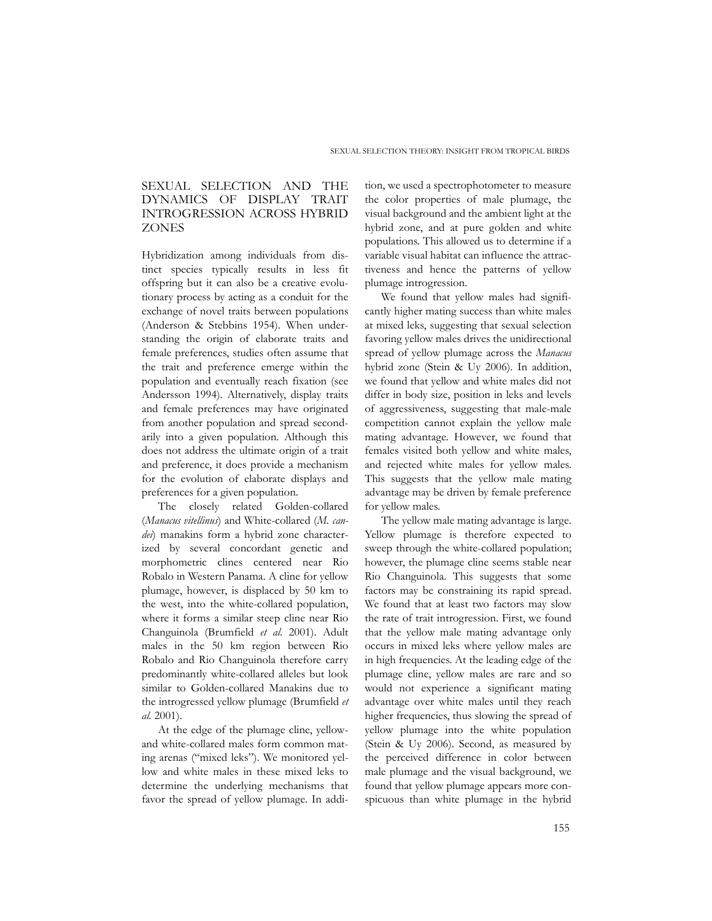## SEXUAL SELECTION AND THE DYNAMICS OF DISPLAY TRAIT INTROGRESSION ACROSS HYBRID ZONES

Hybridization among individuals from distinct species typically results in less fit offspring but it can also be a creative evolutionary process by acting as a conduit for the exchange of novel traits between populations (Anderson & Stebbins 1954). When understanding the origin of elaborate traits and female preferences, studies often assume that the trait and preference emerge within the population and eventually reach fixation (see Andersson 1994). Alternatively, display traits and female preferences may have originated from another population and spread secondarily into a given population. Although this does not address the ultimate origin of a trait and preference, it does provide a mechanism for the evolution of elaborate displays and preferences for a given population.

The closely related Golden-collared (*Manacus vitellinus*) and White-collared (*M. candei*) manakins form a hybrid zone characterized by several concordant genetic and morphometric clines centered near Rio Robalo in Western Panama. A cline for yellow plumage, however, is displaced by 50 km to the west, into the white-collared population, where it forms a similar steep cline near Rio Changuinola (Brumfield *et al.* 2001). Adult males in the 50 km region between Rio Robalo and Rio Changuinola therefore carry predominantly white-collared alleles but look similar to Golden-collared Manakins due to the introgressed yellow plumage (Brumfield *et al.* 2001).

At the edge of the plumage cline, yellow- and white-collared males form common mating arenas ("mixed leks"). We monitored yellow and white males in these mixed leks to determine the underlying mechanisms that favor the spread of yellow plumage. In addition, we used a spectrophotometer to measure the color properties of male plumage, the visual background and the ambient light at the hybrid zone, and at pure golden and white populations. This allowed us to determine if a variable visual habitat can influence the attractiveness and hence the patterns of yellow plumage introgression.

We found that yellow males had significantly higher mating success than white males at mixed leks, suggesting that sexual selection favoring yellow males drives the unidirectional spread of yellow plumage across the *Manacus* hybrid zone (Stein & Uy 2006). In addition, we found that yellow and white males did not differ in body size, position in leks and levels of aggressiveness, suggesting that male-male competition cannot explain the yellow male mating advantage. However, we found that females visited both yellow and white males, and rejected white males for yellow males. This suggests that the yellow male mating advantage may be driven by female preference for yellow males.

The yellow male mating advantage is large. Yellow plumage is therefore expected to sweep through the white-collared population; however, the plumage cline seems stable near Rio Changuinola. This suggests that some factors may be constraining its rapid spread. We found that at least two factors may slow the rate of trait introgression. First, we found that the yellow male mating advantage only occurs in mixed leks where yellow males are in high frequencies. At the leading edge of the plumage cline, yellow males are rare and so would not experience a significant mating advantage over white males until they reach higher frequencies, thus slowing the spread of yellow plumage into the white population (Stein & Uy 2006). Second, as measured by the perceived difference in color between male plumage and the visual background, we found that yellow plumage appears more conspicuous than white plumage in the hybrid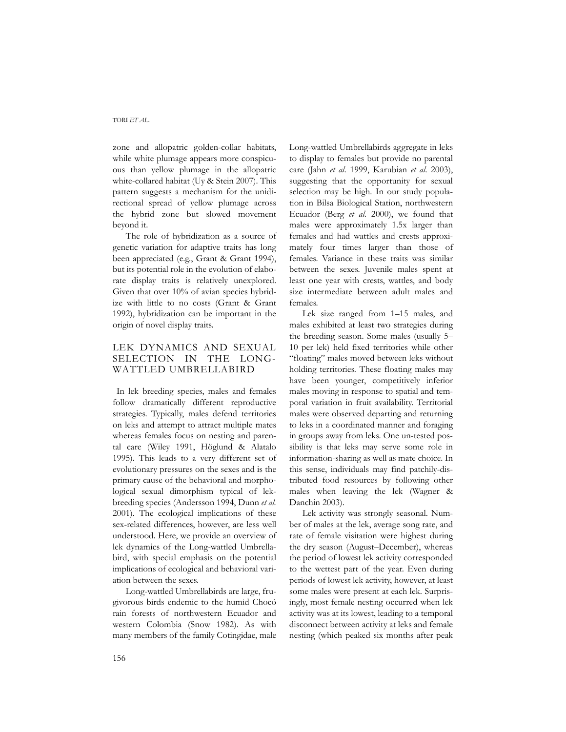zone and allopatric golden-collar habitats, while white plumage appears more conspicuous than yellow plumage in the allopatric white-collared habitat (Uy & Stein 2007). This pattern suggests a mechanism for the unidirectional spread of yellow plumage across the hybrid zone but slowed movement beyond it.

The role of hybridization as a source of genetic variation for adaptive traits has long been appreciated (e.g., Grant & Grant 1994), but its potential role in the evolution of elaborate display traits is relatively unexplored. Given that over 10% of avian species hybridize with little to no costs (Grant & Grant 1992), hybridization can be important in the origin of novel display traits.

## LEK DYNAMICS AND SEXUAL SELECTION IN THE LONG-WATTLED UMBRELLABIRD

In lek breeding species, males and females follow dramatically different reproductive strategies. Typically, males defend territories on leks and attempt to attract multiple mates whereas females focus on nesting and parental care (Wiley 1991, Höglund & Alatalo 1995). This leads to a very different set of evolutionary pressures on the sexes and is the primary cause of the behavioral and morphological sexual dimorphism typical of lek-breeding species (Andersson 1994, Dunn *et al.* 2001). The ecological implications of these sex-related differences, however, are less well understood. Here, we provide an overview of lek dynamics of the Long-wattled Umbrellabird, with special emphasis on the potential implications of ecological and behavioral variation between the sexes.

Long-wattled Umbrellabirds are large, frugivorous birds endemic to the humid Chocó rain forests of northwestern Ecuador and western Colombia (Snow 1982). As with many members of the family Cotingidae, male Long-wattled Umbrellabirds aggregate in leks to display to females but provide no parental care (Jahn *et al.* 1999, Karubian *et al.* 2003), suggesting that the opportunity for sexual selection may be high. In our study population in Bilsa Biological Station, northwestern Ecuador (Berg *et al.* 2000), we found that males were approximately 1.5x larger than females and had wattles and crests approximately four times larger than those of females. Variance in these traits was similar between the sexes. Juvenile males spent at least one year with crests, wattles, and body size intermediate between adult males and females.

Lek size ranged from 1–15 males, and males exhibited at least two strategies during the breeding season. Some males (usually 5–10 per lek) held fixed territories while other "floating" males moved between leks without holding territories. These floating males may have been younger, competitively inferior males moving in response to spatial and temporal variation in fruit availability. Territorial males were observed departing and returning to leks in a coordinated manner and foraging in groups away from leks. One un-tested possibility is that leks may serve some role in information-sharing as well as mate choice. In this sense, individuals may find patchily-distributed food resources by following other males when leaving the lek (Wagner & Danchin 2003).

Lek activity was strongly seasonal. Number of males at the lek, average song rate, and rate of female visitation were highest during the dry season (August–December), whereas the period of lowest lek activity corresponded to the wettest part of the year. Even during periods of lowest lek activity, however, at least some males were present at each lek. Surprisingly, most female nesting occurred when lek activity was at its lowest, leading to a temporal disconnect between activity at leks and female nesting (which peaked six months after peak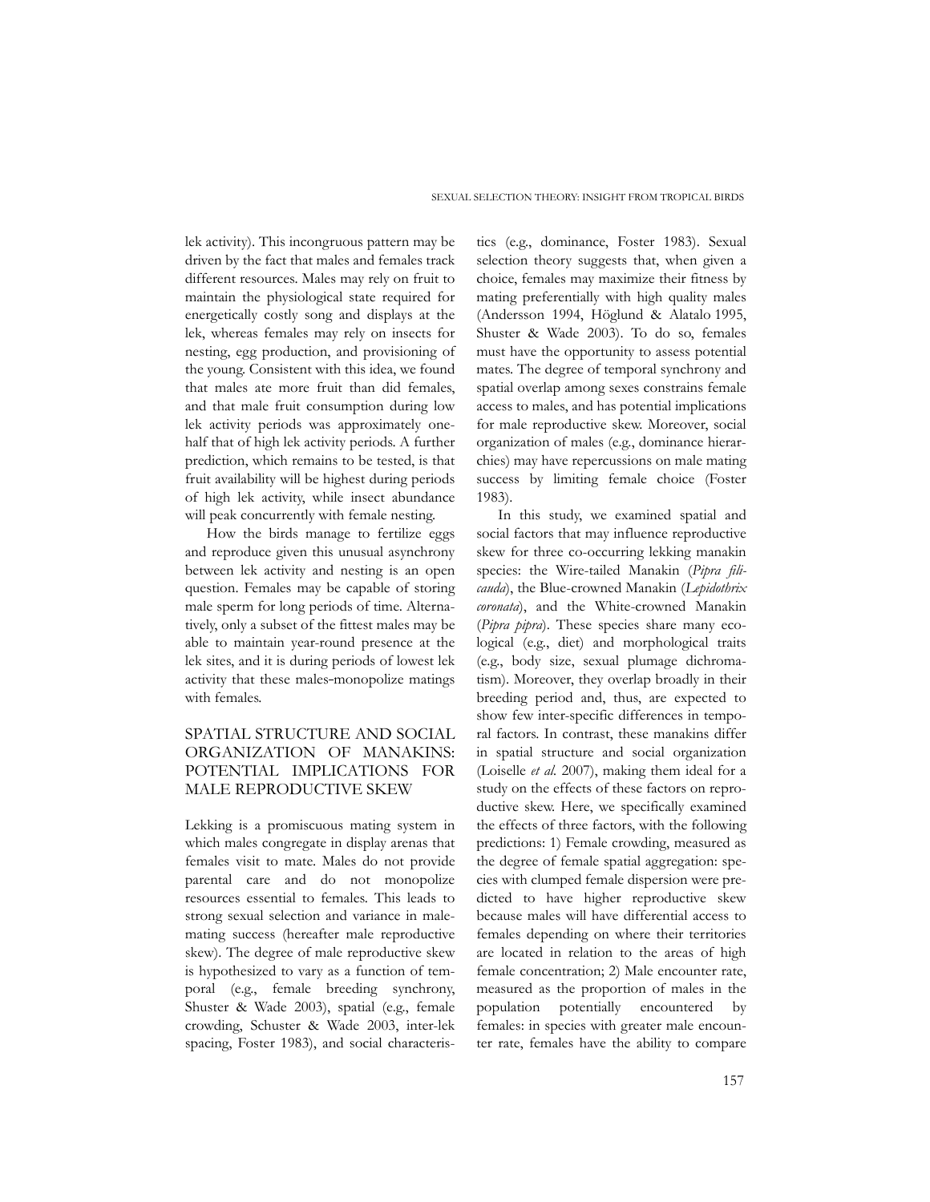lek activity). This incongruous pattern may be driven by the fact that males and females track different resources. Males may rely on fruit to maintain the physiological state required for energetically costly song and displays at the lek, whereas females may rely on insects for nesting, egg production, and provisioning of the young. Consistent with this idea, we found that males ate more fruit than did females, and that male fruit consumption during low lek activity periods was approximately one-half that of high lek activity periods. A further prediction, which remains to be tested, is that fruit availability will be highest during periods of high lek activity, while insect abundance will peak concurrently with female nesting.

How the birds manage to fertilize eggs and reproduce given this unusual asynchrony between lek activity and nesting is an open question. Females may be capable of storing male sperm for long periods of time. Alternatively, only a subset of the fittest males may be able to maintain year-round presence at the lek sites, and it is during periods of lowest lek activity that these males monopolize matings with females.

## SPATIAL STRUCTURE AND SOCIAL ORGANIZATION OF MANAKINS: POTENTIAL IMPLICATIONS FOR MALE REPRODUCTIVE SKEW

Lekking is a promiscuous mating system in which males congregate in display arenas that females visit to mate. Males do not provide parental care and do not monopolize resources essential to females. This leads to strong sexual selection and variance in male-mating success (hereafter male reproductive skew). The degree of male reproductive skew is hypothesized to vary as a function of temporal (e.g., female breeding synchrony, Shuster & Wade 2003), spatial (e.g., female crowding, Schuster & Wade 2003, inter-lek spacing, Foster 1983), and social characteristics (e.g., dominance, Foster 1983). Sexual selection theory suggests that, when given a choice, females may maximize their fitness by mating preferentially with high quality males (Andersson 1994, Höglund & Alatalo 1995, Shuster & Wade 2003). To do so, females must have the opportunity to assess potential mates. The degree of temporal synchrony and spatial overlap among sexes constrains female access to males, and has potential implications for male reproductive skew. Moreover, social organization of males (e.g., dominance hierarchies) may have repercussions on male mating success by limiting female choice (Foster 1983).

In this study, we examined spatial and social factors that may influence reproductive skew for three co-occurring lekking manakin species: the Wire-tailed Manakin (*Pipra filicauda*), the Blue-crowned Manakin (*Lepidothrix coronata*), and the White-crowned Manakin (*Pipra pipra*). These species share many ecological (e.g., diet) and morphological traits (e.g., body size, sexual plumage dichromatism). Moreover, they overlap broadly in their breeding period and, thus, are expected to show few inter-specific differences in temporal factors. In contrast, these manakins differ in spatial structure and social organization (Loiselle *et al.* 2007), making them ideal for a study on the effects of these factors on reproductive skew. Here, we specifically examined the effects of three factors, with the following predictions: 1) Female crowding, measured as the degree of female spatial aggregation: species with clumped female dispersion were predicted to have higher reproductive skew because males will have differential access to females depending on where their territories are located in relation to the areas of high female concentration; 2) Male encounter rate, measured as the proportion of males in the population potentially encountered by females: in species with greater male encounter rate, females have the ability to compare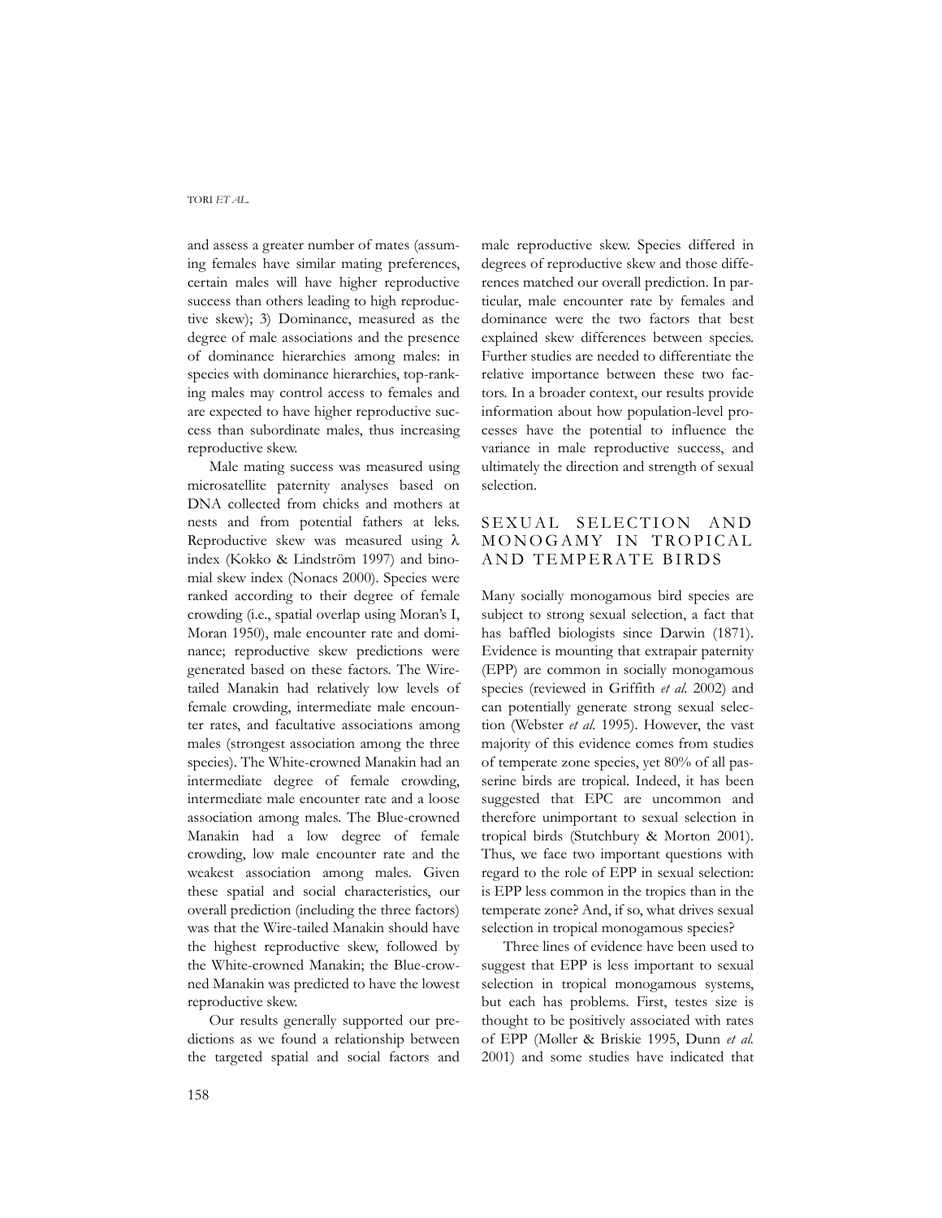and assess a greater number of mates (assuming females have similar mating preferences, certain males will have higher reproductive success than others leading to high reproductive skew); 3) Dominance, measured as the degree of male associations and the presence of dominance hierarchies among males: in species with dominance hierarchies, top-ranking males may control access to females and are expected to have higher reproductive success than subordinate males, thus increasing reproductive skew.

Male mating success was measured using microsatellite paternity analyses based on DNA collected from chicks and mothers at nests and from potential fathers at leks. Reproductive skew was measured using $\lambda$ index (Kokko & Lindström 1997) and binomial skew index (Nonacs 2000). Species were ranked according to their degree of female crowding (i.e., spatial overlap using Moran's I, Moran 1950), male encounter rate and dominance; reproductive skew predictions were generated based on these factors. The Wire-tailed Manakin had relatively low levels of female crowding, intermediate male encounter rates, and facultative associations among males (strongest association among the three species). The White-crowned Manakin had an intermediate degree of female crowding, intermediate male encounter rate and a loose association among males. The Blue-crowned Manakin had a low degree of female crowding, low male encounter rate and the weakest association among males. Given these spatial and social characteristics, our overall prediction (including the three factors) was that the Wire-tailed Manakin should have the highest reproductive skew, followed by the White-crowned Manakin; the Blue-crowned Manakin was predicted to have the lowest reproductive skew.

Our results generally supported our predictions as we found a relationship between the targeted spatial and social factors and male reproductive skew. Species differed in degrees of reproductive skew and those differences matched our overall prediction. In particular, male encounter rate by females and dominance were the two factors that best explained skew differences between species. Further studies are needed to differentiate the relative importance between these two factors. In a broader context, our results provide information about how population-level processes have the potential to influence the variance in male reproductive success, and ultimately the direction and strength of sexual selection.

## SEXUAL SELECTION AND MONOGAMY IN TROPICAL AND TEMPERATE BIRDS

Many socially monogamous bird species are subject to strong sexual selection, a fact that has baffled biologists since Darwin (1871). Evidence is mounting that extrapair paternity (EPP) are common in socially monogamous species (reviewed in Griffith *et al.* 2002) and can potentially generate strong sexual selection (Webster *et al.* 1995). However, the vast majority of this evidence comes from studies of temperate zone species, yet 80% of all passerine birds are tropical. Indeed, it has been suggested that EPC are uncommon and therefore unimportant to sexual selection in tropical birds (Stutchbury & Morton 2001). Thus, we face two important questions with regard to the role of EPP in sexual selection: is EPP less common in the tropics than in the temperate zone? And, if so, what drives sexual selection in tropical monogamous species?

Three lines of evidence have been used to suggest that EPP is less important to sexual selection in tropical monogamous systems, but each has problems. First, testes size is thought to be positively associated with rates of EPP (Møller & Briskie 1995, Dunn *et al.* 2001) and some studies have indicated that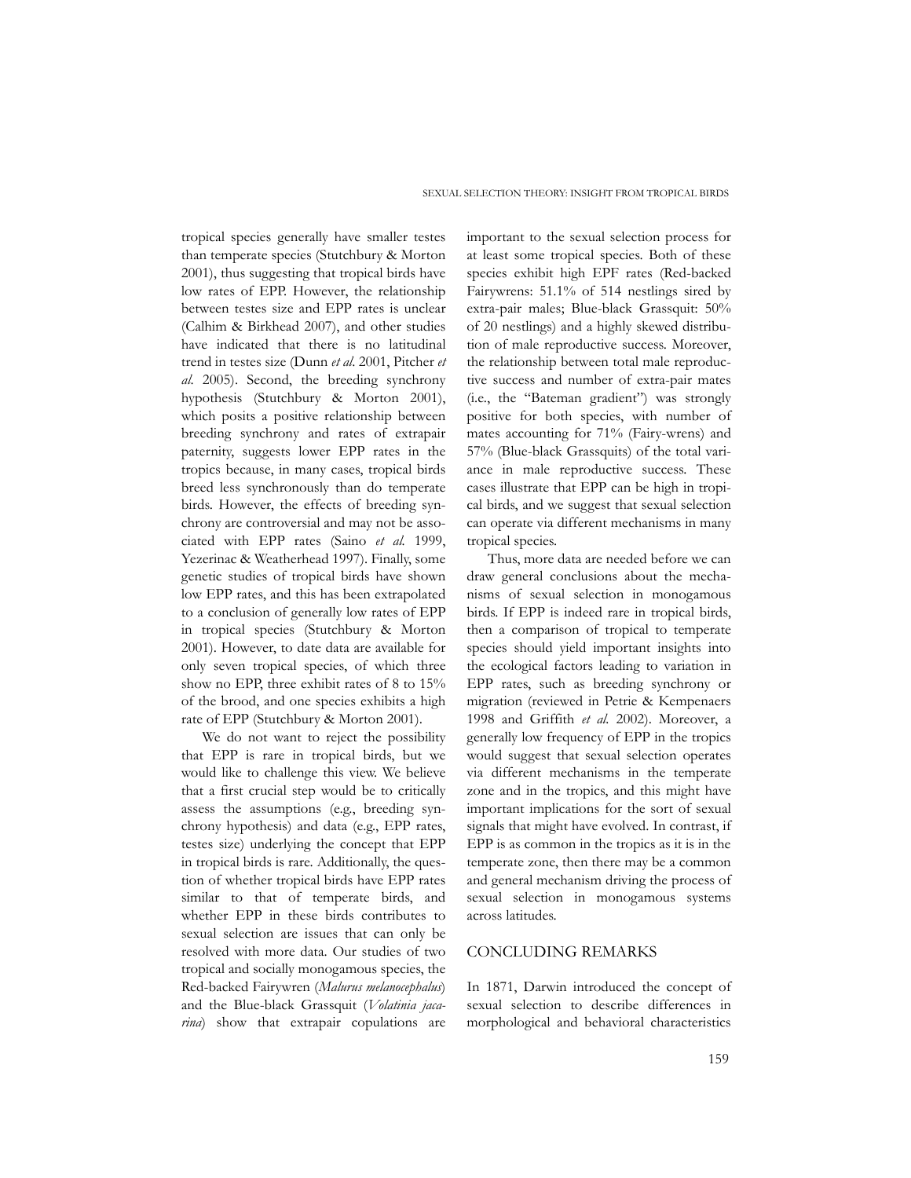tropical species generally have smaller testes than temperate species (Stutchbury & Morton 2001), thus suggesting that tropical birds have low rates of EPP. However, the relationship between testes size and EPP rates is unclear (Calhim & Birkhead 2007), and other studies have indicated that there is no latitudinal trend in testes size (Dunn *et al*. 2001, Pitcher *et al.* 2005). Second, the breeding synchrony hypothesis (Stutchbury & Morton 2001), which posits a positive relationship between breeding synchrony and rates of extrapair paternity, suggests lower EPP rates in the tropics because, in many cases, tropical birds breed less synchronously than do temperate birds. However, the effects of breeding synchrony are controversial and may not be associated with EPP rates (Saino *et al.* 1999, Yezerinac & Weatherhead 1997). Finally, some genetic studies of tropical birds have shown low EPP rates, and this has been extrapolated to a conclusion of generally low rates of EPP in tropical species (Stutchbury & Morton 2001). However, to date data are available for only seven tropical species, of which three show no EPP, three exhibit rates of 8 to 15% of the brood, and one species exhibits a high rate of EPP (Stutchbury & Morton 2001).

We do not want to reject the possibility that EPP is rare in tropical birds, but we would like to challenge this view. We believe that a first crucial step would be to critically assess the assumptions (e.g., breeding synchrony hypothesis) and data (e.g., EPP rates, testes size) underlying the concept that EPP in tropical birds is rare. Additionally, the question of whether tropical birds have EPP rates similar to that of temperate birds, and whether EPP in these birds contributes to sexual selection are issues that can only be resolved with more data. Our studies of two tropical and socially monogamous species, the Red-backed Fairywren (*Malurus melanocephalus*) and the Blue-black Grassquit (*Volatinia jacarina*) show that extrapair copulations are important to the sexual selection process for at least some tropical species. Both of these species exhibit high EPF rates (Red-backed Fairywrens: 51.1% of 514 nestlings sired by extra-pair males; Blue-black Grassquit: 50% of 20 nestlings) and a highly skewed distribution of male reproductive success. Moreover, the relationship between total male reproductive success and number of extra-pair mates (i.e., the "Bateman gradient") was strongly positive for both species, with number of mates accounting for 71% (Fairy-wrens) and 57% (Blue-black Grassquits) of the total variance in male reproductive success. These cases illustrate that EPP can be high in tropical birds, and we suggest that sexual selection can operate via different mechanisms in many tropical species.

Thus, more data are needed before we can draw general conclusions about the mechanisms of sexual selection in monogamous birds. If EPP is indeed rare in tropical birds, then a comparison of tropical to temperate species should yield important insights into the ecological factors leading to variation in EPP rates, such as breeding synchrony or migration (reviewed in Petrie & Kempenaers 1998 and Griffith *et al.* 2002). Moreover, a generally low frequency of EPP in the tropics would suggest that sexual selection operates via different mechanisms in the temperate zone and in the tropics, and this might have important implications for the sort of sexual signals that might have evolved. In contrast, if EPP is as common in the tropics as it is in the temperate zone, then there may be a common and general mechanism driving the process of sexual selection in monogamous systems across latitudes.

## CONCLUDING REMARKS

In 1871, Darwin introduced the concept of sexual selection to describe differences in morphological and behavioral characteristics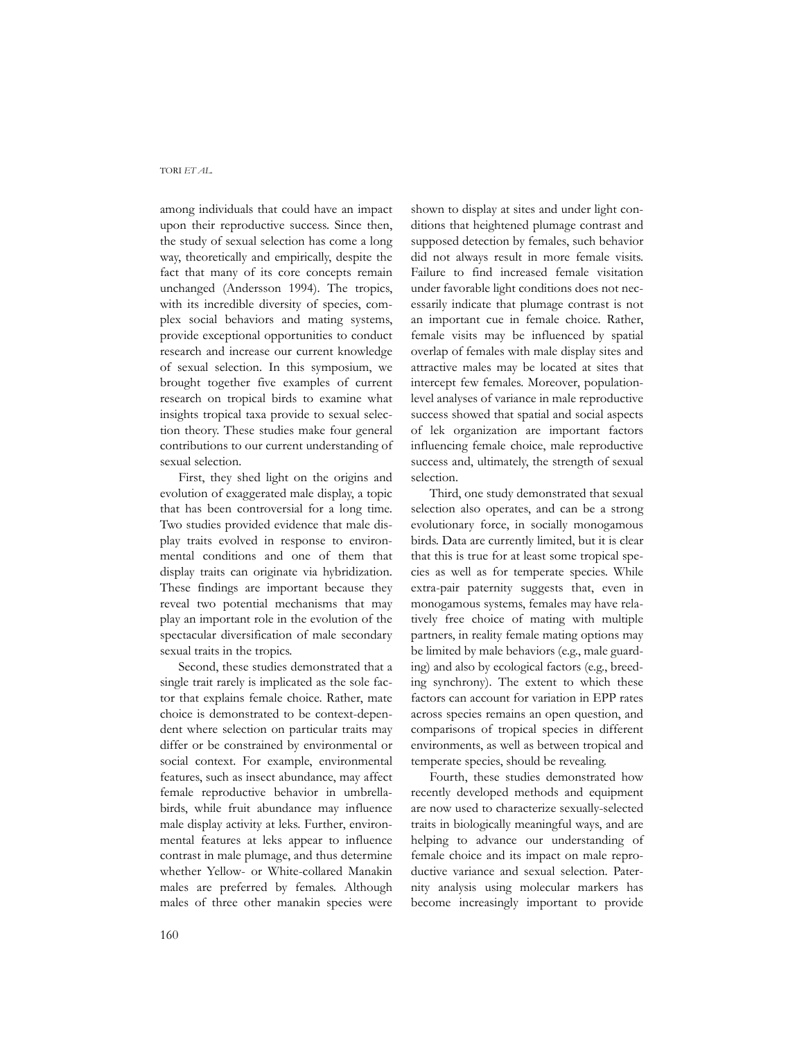among individuals that could have an impact upon their reproductive success. Since then, the study of sexual selection has come a long way, theoretically and empirically, despite the fact that many of its core concepts remain unchanged (Andersson 1994). The tropics, with its incredible diversity of species, complex social behaviors and mating systems, provide exceptional opportunities to conduct research and increase our current knowledge of sexual selection. In this symposium, we brought together five examples of current research on tropical birds to examine what insights tropical taxa provide to sexual selection theory. These studies make four general contributions to our current understanding of sexual selection.

First, they shed light on the origins and evolution of exaggerated male display, a topic that has been controversial for a long time. Two studies provided evidence that male display traits evolved in response to environmental conditions and one of them that display traits can originate via hybridization. These findings are important because they reveal two potential mechanisms that may play an important role in the evolution of the spectacular diversification of male secondary sexual traits in the tropics.

Second, these studies demonstrated that a single trait rarely is implicated as the sole factor that explains female choice. Rather, mate choice is demonstrated to be context-dependent where selection on particular traits may differ or be constrained by environmental or social context. For example, environmental features, such as insect abundance, may affect female reproductive behavior in umbrellabirds, while fruit abundance may influence male display activity at leks. Further, environmental features at leks appear to influence contrast in male plumage, and thus determine whether Yellow- or White-collared Manakin males are preferred by females. Although males of three other manakin species were shown to display at sites and under light conditions that heightened plumage contrast and supposed detection by females, such behavior did not always result in more female visits. Failure to find increased female visitation under favorable light conditions does not necessarily indicate that plumage contrast is not an important cue in female choice. Rather, female visits may be influenced by spatial overlap of females with male display sites and attractive males may be located at sites that intercept few females. Moreover, population-level analyses of variance in male reproductive success showed that spatial and social aspects of lek organization are important factors influencing female choice, male reproductive success and, ultimately, the strength of sexual selection.

Third, one study demonstrated that sexual selection also operates, and can be a strong evolutionary force, in socially monogamous birds. Data are currently limited, but it is clear that this is true for at least some tropical species as well as for temperate species. While extra-pair paternity suggests that, even in monogamous systems, females may have relatively free choice of mating with multiple partners, in reality female mating options may be limited by male behaviors (e.g., male guarding) and also by ecological factors (e.g., breeding synchrony). The extent to which these factors can account for variation in EPP rates across species remains an open question, and comparisons of tropical species in different environments, as well as between tropical and temperate species, should be revealing.

Fourth, these studies demonstrated how recently developed methods and equipment are now used to characterize sexually-selected traits in biologically meaningful ways, and are helping to advance our understanding of female choice and its impact on male reproductive variance and sexual selection. Paternity analysis using molecular markers has become increasingly important to provide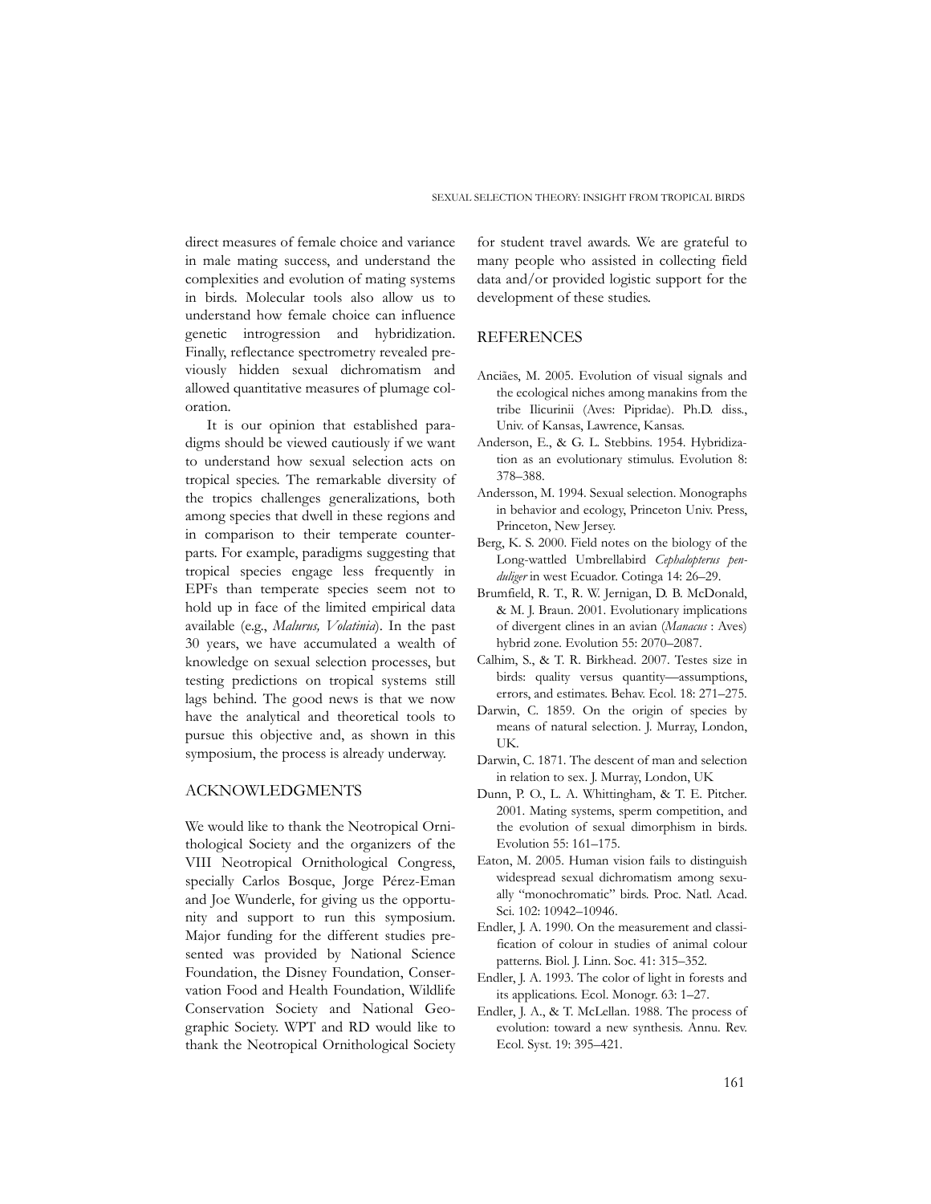direct measures of female choice and variance in male mating success, and understand the complexities and evolution of mating systems in birds. Molecular tools also allow us to understand how female choice can influence genetic introgression and hybridization. Finally, reflectance spectrometry revealed previously hidden sexual dichromatism and allowed quantitative measures of plumage coloration.

It is our opinion that established paradigms should be viewed cautiously if we want to understand how sexual selection acts on tropical species. The remarkable diversity of the tropics challenges generalizations, both among species that dwell in these regions and in comparison to their temperate counterparts. For example, paradigms suggesting that tropical species engage less frequently in EPFs than temperate species seem not to hold up in face of the limited empirical data available (e.g., *Malurus, Volatinia*). In the past 30 years, we have accumulated a wealth of knowledge on sexual selection processes, but testing predictions on tropical systems still lags behind. The good news is that we now have the analytical and theoretical tools to pursue this objective and, as shown in this symposium, the process is already underway.

## ACKNOWLEDGMENTS

We would like to thank the Neotropical Ornithological Society and the organizers of the VIII Neotropical Ornithological Congress, specially Carlos Bosque, Jorge Pérez-Eman and Joe Wunderle, for giving us the opportunity and support to run this symposium. Major funding for the different studies presented was provided by National Science Foundation, the Disney Foundation, Conservation Food and Health Foundation, Wildlife Conservation Society and National Geographic Society. WPT and RD would like to thank the Neotropical Ornithological Society for student travel awards. We are grateful to many people who assisted in collecting field data and/or provided logistic support for the development of these studies.

## REFERENCES

Anciães, M. 2005. Evolution of visual signals and the ecological niches among manakins from the tribe Ilicurinii (Aves: Pipridae). Ph.D. diss., Univ. of Kansas, Lawrence, Kansas.

Anderson, E., & G. L. Stebbins. 1954. Hybridization as an evolutionary stimulus. Evolution 8: 378–388.

Andersson, M. 1994. Sexual selection. Monographs in behavior and ecology, Princeton Univ. Press, Princeton, New Jersey.

Berg, K. S. 2000. Field notes on the biology of the Long-wattled Umbrellabird *Cephalopterus penduliger* in west Ecuador. Cotinga 14: 26–29.

Brumfield, R. T., R. W. Jernigan, D. B. McDonald, & M. J. Braun. 2001. Evolutionary implications of divergent clines in an avian (*Manacus* : Aves) hybrid zone. Evolution 55: 2070–2087.

Calhim, S., & T. R. Birkhead. 2007. Testes size in birds: quality versus quantity—assumptions, errors, and estimates. Behav. Ecol. 18: 271–275.

Darwin, C. 1859. On the origin of species by means of natural selection. J. Murray, London, UK.

Darwin, C. 1871. The descent of man and selection in relation to sex. J. Murray, London, UK

Dunn, P. O., L. A. Whittingham, & T. E. Pitcher. 2001. Mating systems, sperm competition, and the evolution of sexual dimorphism in birds. Evolution 55: 161–175.

Eaton, M. 2005. Human vision fails to distinguish widespread sexual dichromatism among sexually "monochromatic" birds. Proc. Natl. Acad. Sci. 102: 10942–10946.

Endler, J. A. 1990. On the measurement and classification of colour in studies of animal colour patterns. Biol. J. Linn. Soc. 41: 315–352.

Endler, J. A. 1993. The color of light in forests and its applications. Ecol. Monogr. 63: 1–27.

Endler, J. A., & T. McLellan. 1988. The process of evolution: toward a new synthesis. Annu. Rev. Ecol. Syst. 19: 395–421.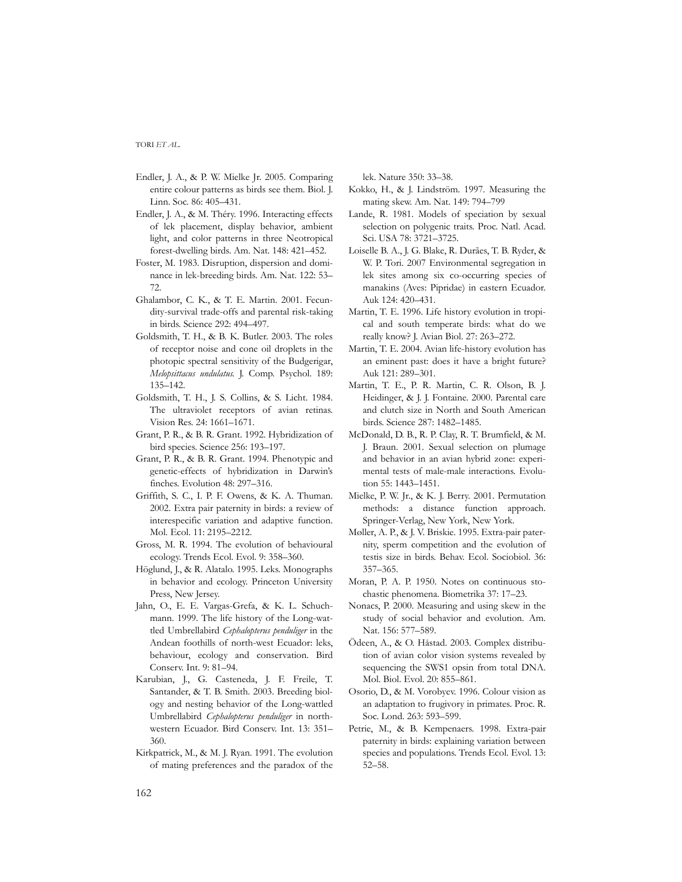Endler, J. A., & P. W. Mielke Jr. 2005. Comparing entire colour patterns as birds see them. Biol. J. Linn. Soc. 86: 405–431.

Endler, J. A., & M. Théry. 1996. Interacting effects of lek placement, display behavior, ambient light, and color patterns in three Neotropical forest-dwelling birds. Am. Nat. 148: 421–452.

Foster, M. 1983. Disruption, dispersion and dominance in lek-breeding birds. Am. Nat. 122: 53–72.

Ghalambor, C. K., & T. E. Martin. 2001. Fecundity-survival trade-offs and parental risk-taking in birds. Science 292: 494–497.

Goldsmith, T. H., & B. K. Butler. 2003. The roles of receptor noise and cone oil droplets in the photopic spectral sensitivity of the Budgerigar, *Melopsittacus undulatus.* J. Comp. Psychol. 189: 135–142.

Goldsmith, T. H., J. S. Collins, & S. Licht. 1984. The ultraviolet receptors of avian retinas. Vision Res. 24: 1661–1671.

Grant, P. R., & B. R. Grant. 1992. Hybridization of bird species. Science 256: 193–197.

Grant, P. R., & B. R. Grant. 1994. Phenotypic and genetic-effects of hybridization in Darwin's finches. Evolution 48: 297–316.

Griffith, S. C., I. P. F. Owens, & K. A. Thuman. 2002. Extra pair paternity in birds: a review of interespecific variation and adaptive function. Mol. Ecol. 11: 2195–2212.

Gross, M. R. 1994. The evolution of behavioural ecology. Trends Ecol. Evol. 9: 358–360.

Höglund, J., & R. Alatalo. 1995. Leks. Monographs in behavior and ecology. Princeton University Press, New Jersey.

Jahn, O., E. E. Vargas-Grefa, & K. L. Schuchmann. 1999. The life history of the Long-wattled Umbrellabird *Cephalopterus penduliger* in the Andean foothills of north-west Ecuador: leks, behaviour, ecology and conservation. Bird Conserv. Int. 9: 81–94.

Karubian, J., G. Casteneda, J. F. Freile, T. Santander, & T. B. Smith. 2003. Breeding biology and nesting behavior of the Long-wattled Umbrellabird *Cephalopterus penduliger* in northwestern Ecuador. Bird Conserv. Int. 13: 351–360.

Kirkpatrick, M., & M. J. Ryan. 1991. The evolution of mating preferences and the paradox of the lek. Nature 350: 33–38.

Kokko, H., & J. Lindström. 1997. Measuring the mating skew. Am. Nat. 149: 794–799

Lande, R. 1981. Models of speciation by sexual selection on polygenic traits. Proc. Natl. Acad. Sci. USA 78: 3721–3725.

Loiselle B. A., J. G. Blake, R. Durães, T. B. Ryder, & W. P. Tori. 2007 Environmental segregation in lek sites among six co-occurring species of manakins (Aves: Pipridae) in eastern Ecuador. Auk 124: 420–431.

Martin, T. E. 1996. Life history evolution in tropical and south temperate birds: what do we really know? J. Avian Biol. 27: 263–272.

Martin, T. E. 2004. Avian life-history evolution has an eminent past: does it have a bright future? Auk 121: 289–301.

Martin, T. E., P. R. Martin, C. R. Olson, B. J. Heidinger, & J. J. Fontaine. 2000. Parental care and clutch size in North and South American birds. Science 287: 1482–1485.

McDonald, D. B., R. P. Clay, R. T. Brumfield, & M. J. Braun. 2001. Sexual selection on plumage and behavior in an avian hybrid zone: experimental tests of male-male interactions. Evolution 55: 1443–1451.

Mielke, P. W. Jr., & K. J. Berry. 2001. Permutation methods: a distance function approach. Springer-Verlag, New York, New York.

Møller, A. P., & J. V. Briskie. 1995. Extra-pair paternity, sperm competition and the evolution of testis size in birds. Behav. Ecol. Sociobiol. 36: 357–365.

Moran, P. A. P. 1950. Notes on continuous stochastic phenomena. Biometrika 37: 17–23.

Nonacs, P. 2000. Measuring and using skew in the study of social behavior and evolution. Am. Nat. 156: 577–589.

Ödeen, A., & O. Håstad. 2003. Complex distribution of avian color vision systems revealed by sequencing the SWS1 opsin from total DNA. Mol. Biol. Evol. 20: 855–861.

Osorio, D., & M. Vorobyev. 1996. Colour vision as an adaptation to frugivory in primates. Proc. R. Soc. Lond. 263: 593–599.

Petrie, M., & B. Kempenaers. 1998. Extra-pair paternity in birds: explaining variation between species and populations. Trends Ecol. Evol. 13: 52–58.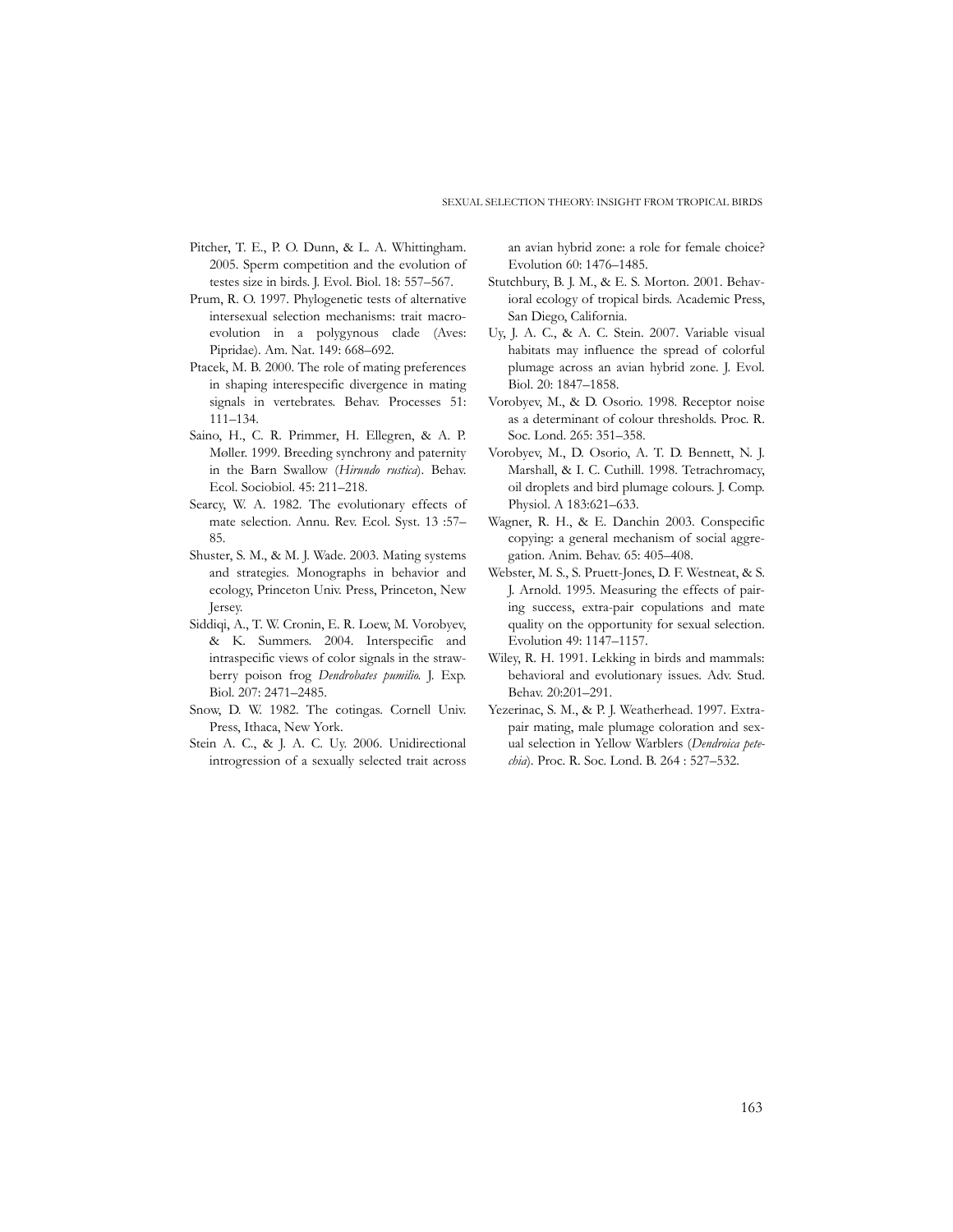Pitcher, T. E., P. O. Dunn, & L. A. Whittingham. 2005. Sperm competition and the evolution of testes size in birds. J. Evol. Biol. 18: 557–567.

Prum, R. O. 1997. Phylogenetic tests of alternative intersexual selection mechanisms: trait macroevolution in a polygynous clade (Aves: Pipridae). Am. Nat. 149: 668–692.

Ptacek, M. B. 2000. The role of mating preferences in shaping interespecific divergence in mating signals in vertebrates. Behav. Processes 51: 111–134.

Saino, H., C. R. Primmer, H. Ellegren, & A. P. Møller. 1999. Breeding synchrony and paternity in the Barn Swallow (*Hirundo rustica*). Behav. Ecol. Sociobiol. 45: 211–218.

Searcy, W. A. 1982. The evolutionary effects of mate selection. Annu. Rev. Ecol. Syst. 13 :57–85.

Shuster, S. M., & M. J. Wade. 2003. Mating systems and strategies. Monographs in behavior and ecology, Princeton Univ. Press, Princeton, New Jersey.

Siddiqi, A., T. W. Cronin, E. R. Loew, M. Vorobyev, & K. Summers. 2004. Interspecific and intraspecific views of color signals in the strawberry poison frog *Dendrobates pumilio.* J. Exp. Biol. 207: 2471–2485.

Snow, D. W. 1982. The cotingas. Cornell Univ. Press, Ithaca, New York.

Stein A. C., & J. A. C. Uy. 2006. Unidirectional introgression of a sexually selected trait across an avian hybrid zone: a role for female choice? Evolution 60: 1476–1485.

Stutchbury, B. J. M., & E. S. Morton. 2001. Behavioral ecology of tropical birds. Academic Press, San Diego, California.

Uy, J. A. C., & A. C. Stein. 2007. Variable visual habitats may influence the spread of colorful plumage across an avian hybrid zone. J. Evol. Biol. 20: 1847–1858.

Vorobyev, M., & D. Osorio. 1998. Receptor noise as a determinant of colour thresholds. Proc. R. Soc. Lond. 265: 351–358.

Vorobyev, M., D. Osorio, A. T. D. Bennett, N. J. Marshall, & I. C. Cuthill. 1998. Tetrachromacy, oil droplets and bird plumage colours. J. Comp. Physiol. A 183:621–633.

Wagner, R. H., & E. Danchin 2003. Conspecific copying: a general mechanism of social aggregation. Anim. Behav. 65: 405–408.

Webster, M. S., S. Pruett-Jones, D. F. Westneat, & S. J. Arnold. 1995. Measuring the effects of pairing success, extra-pair copulations and mate quality on the opportunity for sexual selection. Evolution 49: 1147–1157.

Wiley, R. H. 1991. Lekking in birds and mammals: behavioral and evolutionary issues. Adv. Stud. Behav. 20:201–291.

Yezerinac, S. M., & P. J. Weatherhead. 1997. Extra-pair mating, male plumage coloration and sexual selection in Yellow Warblers (*Dendroica petechia*). Proc. R. Soc. Lond. B. 264 : 527–532.